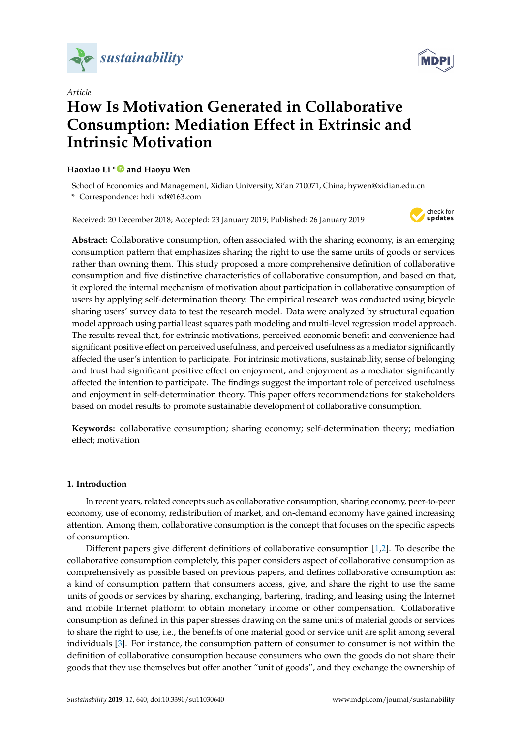*Article*

# How Is Motivation Generated in Collaborative Consumption: Mediation Effect in Extrinsic and Intrinsic Motivation

**Haoxiao Li * and Haoyu Wen**

School of Economics and Management, Xidian University, Xi'an 710071, China; hywen@xidian.edu.cn

\* Correspondence: hxli_xd@163.com

Received: 20 December 2018; Accepted: 23 January 2019; Published: 26 January 2019

**Abstract:** Collaborative consumption, often associated with the sharing economy, is an emerging consumption pattern that emphasizes sharing the right to use the same units of goods or services rather than owning them. This study proposed a more comprehensive definition of collaborative consumption and five distinctive characteristics of collaborative consumption, and based on that, it explored the internal mechanism of motivation about participation in collaborative consumption of users by applying self-determination theory. The empirical research was conducted using bicycle sharing users' survey data to test the research model. Data were analyzed by structural equation model approach using partial least squares path modeling and multi-level regression model approach. The results reveal that, for extrinsic motivations, perceived economic benefit and convenience had significant positive effect on perceived usefulness, and perceived usefulness as a mediator significantly affected the user's intention to participate. For intrinsic motivations, sustainability, sense of belonging and trust had significant positive effect on enjoyment, and enjoyment as a mediator significantly affected the intention to participate. The findings suggest the important role of perceived usefulness and enjoyment in self-determination theory. This paper offers recommendations for stakeholders based on model results to promote sustainable development of collaborative consumption.

**Keywords:** collaborative consumption; sharing economy; self-determination theory; mediation effect; motivation

## 1. Introduction

In recent years, related concepts such as collaborative consumption, sharing economy, peer-to-peer economy, use of economy, redistribution of market, and on-demand economy have gained increasing attention. Among them, collaborative consumption is the concept that focuses on the specific aspects of consumption.

Different papers give different definitions of collaborative consumption [1,2]. To describe the collaborative consumption completely, this paper considers aspect of collaborative consumption as comprehensively as possible based on previous papers, and defines collaborative consumption as: a kind of consumption pattern that consumers access, give, and share the right to use the same units of goods or services by sharing, exchanging, bartering, trading, and leasing using the Internet and mobile Internet platform to obtain monetary income or other compensation. Collaborative consumption as defined in this paper stresses drawing on the same units of material goods or services to share the right to use, i.e., the benefits of one material good or service unit are split among several individuals [3]. For instance, the consumption pattern of consumer to consumer is not within the definition of collaborative consumption because consumers who own the goods do not share their goods that they use themselves but offer another "unit of goods", and they exchange the ownership of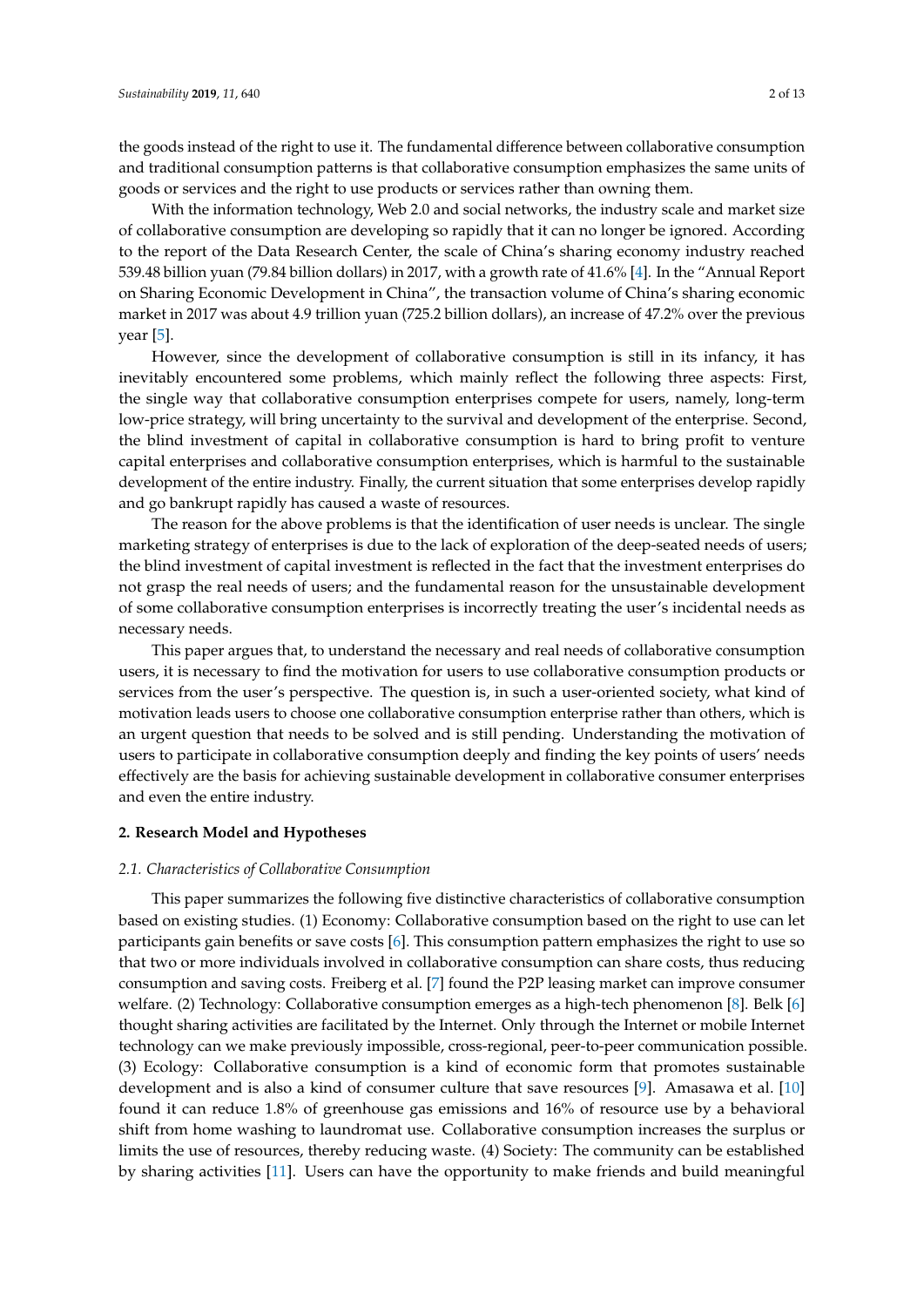the goods instead of the right to use it. The fundamental difference between collaborative consumption and traditional consumption patterns is that collaborative consumption emphasizes the same units of goods or services and the right to use products or services rather than owning them.

With the information technology, Web 2.0 and social networks, the industry scale and market size of collaborative consumption are developing so rapidly that it can no longer be ignored. According to the report of the Data Research Center, the scale of China's sharing economy industry reached 539.48 billion yuan (79.84 billion dollars) in 2017, with a growth rate of 41.6% [4]. In the "Annual Report on Sharing Economic Development in China", the transaction volume of China's sharing economic market in 2017 was about 4.9 trillion yuan (725.2 billion dollars), an increase of 47.2% over the previous year [5].

However, since the development of collaborative consumption is still in its infancy, it has inevitably encountered some problems, which mainly reflect the following three aspects: First, the single way that collaborative consumption enterprises compete for users, namely, long-term low-price strategy, will bring uncertainty to the survival and development of the enterprise. Second, the blind investment of capital in collaborative consumption is hard to bring profit to venture capital enterprises and collaborative consumption enterprises, which is harmful to the sustainable development of the entire industry. Finally, the current situation that some enterprises develop rapidly and go bankrupt rapidly has caused a waste of resources.

The reason for the above problems is that the identification of user needs is unclear. The single marketing strategy of enterprises is due to the lack of exploration of the deep-seated needs of users; the blind investment of capital investment is reflected in the fact that the investment enterprises do not grasp the real needs of users; and the fundamental reason for the unsustainable development of some collaborative consumption enterprises is incorrectly treating the user's incidental needs as necessary needs.

This paper argues that, to understand the necessary and real needs of collaborative consumption users, it is necessary to find the motivation for users to use collaborative consumption products or services from the user's perspective. The question is, in such a user-oriented society, what kind of motivation leads users to choose one collaborative consumption enterprise rather than others, which is an urgent question that needs to be solved and is still pending. Understanding the motivation of users to participate in collaborative consumption deeply and finding the key points of users' needs effectively are the basis for achieving sustainable development in collaborative consumer enterprises and even the entire industry.

## 2. Research Model and Hypotheses

### *2.1. Characteristics of Collaborative Consumption*

This paper summarizes the following five distinctive characteristics of collaborative consumption based on existing studies. (1) Economy: Collaborative consumption based on the right to use can let participants gain benefits or save costs [6]. This consumption pattern emphasizes the right to use so that two or more individuals involved in collaborative consumption can share costs, thus reducing consumption and saving costs. Freiberg et al. [7] found the P2P leasing market can improve consumer welfare. (2) Technology: Collaborative consumption emerges as a high-tech phenomenon [8]. Belk [6] thought sharing activities are facilitated by the Internet. Only through the Internet or mobile Internet technology can we make previously impossible, cross-regional, peer-to-peer communication possible. (3) Ecology: Collaborative consumption is a kind of economic form that promotes sustainable development and is also a kind of consumer culture that save resources [9]. Amasawa et al. [10] found it can reduce 1.8% of greenhouse gas emissions and 16% of resource use by a behavioral shift from home washing to laundromat use. Collaborative consumption increases the surplus or limits the use of resources, thereby reducing waste. (4) Society: The community can be established by sharing activities [11]. Users can have the opportunity to make friends and build meaningful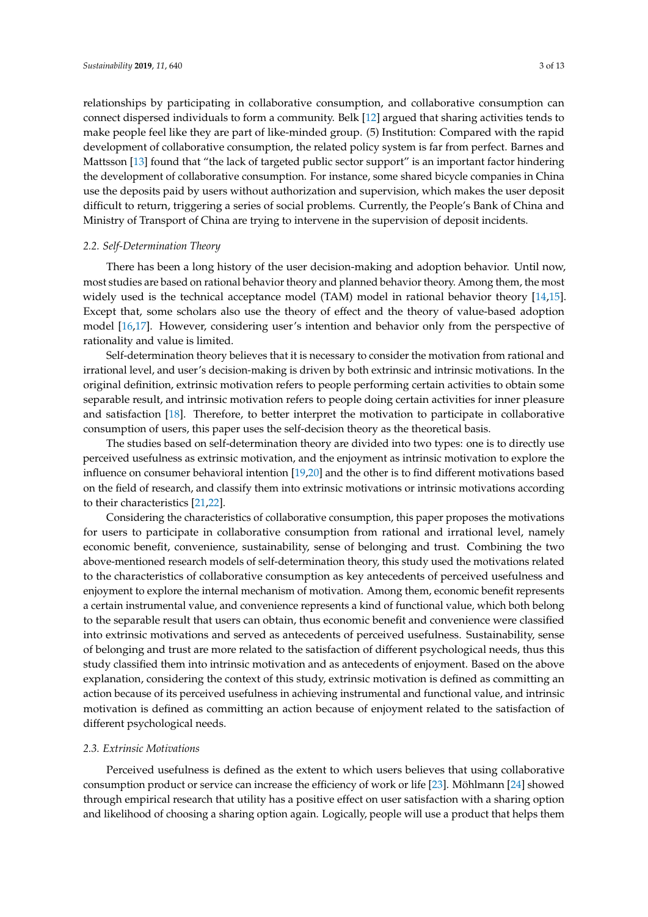relationships by participating in collaborative consumption, and collaborative consumption can connect dispersed individuals to form a community. Belk [12] argued that sharing activities tends to make people feel like they are part of like-minded group. (5) Institution: Compared with the rapid development of collaborative consumption, the related policy system is far from perfect. Barnes and Mattsson [13] found that "the lack of targeted public sector support" is an important factor hindering the development of collaborative consumption. For instance, some shared bicycle companies in China use the deposits paid by users without authorization and supervision, which makes the user deposit difficult to return, triggering a series of social problems. Currently, the People's Bank of China and Ministry of Transport of China are trying to intervene in the supervision of deposit incidents.

### 2.2. Self-Determination Theory

There has been a long history of the user decision-making and adoption behavior. Until now, most studies are based on rational behavior theory and planned behavior theory. Among them, the most widely used is the technical acceptance model (TAM) model in rational behavior theory [14,15]. Except that, some scholars also use the theory of effect and the theory of value-based adoption model [16,17]. However, considering user's intention and behavior only from the perspective of rationality and value is limited.

Self-determination theory believes that it is necessary to consider the motivation from rational and irrational level, and user's decision-making is driven by both extrinsic and intrinsic motivations. In the original definition, extrinsic motivation refers to people performing certain activities to obtain some separable result, and intrinsic motivation refers to people doing certain activities for inner pleasure and satisfaction [18]. Therefore, to better interpret the motivation to participate in collaborative consumption of users, this paper uses the self-decision theory as the theoretical basis.

The studies based on self-determination theory are divided into two types: one is to directly use perceived usefulness as extrinsic motivation, and the enjoyment as intrinsic motivation to explore the influence on consumer behavioral intention [19,20] and the other is to find different motivations based on the field of research, and classify them into extrinsic motivations or intrinsic motivations according to their characteristics [21,22].

Considering the characteristics of collaborative consumption, this paper proposes the motivations for users to participate in collaborative consumption from rational and irrational level, namely economic benefit, convenience, sustainability, sense of belonging and trust. Combining the two above-mentioned research models of self-determination theory, this study used the motivations related to the characteristics of collaborative consumption as key antecedents of perceived usefulness and enjoyment to explore the internal mechanism of motivation. Among them, economic benefit represents a certain instrumental value, and convenience represents a kind of functional value, which both belong to the separable result that users can obtain, thus economic benefit and convenience were classified into extrinsic motivations and served as antecedents of perceived usefulness. Sustainability, sense of belonging and trust are more related to the satisfaction of different psychological needs, thus this study classified them into intrinsic motivation and as antecedents of enjoyment. Based on the above explanation, considering the context of this study, extrinsic motivation is defined as committing an action because of its perceived usefulness in achieving instrumental and functional value, and intrinsic motivation is defined as committing an action because of enjoyment related to the satisfaction of different psychological needs.

### 2.3. Extrinsic Motivations

Perceived usefulness is defined as the extent to which users believes that using collaborative consumption product or service can increase the efficiency of work or life [23]. Möhlmann [24] showed through empirical research that utility has a positive effect on user satisfaction with a sharing option and likelihood of choosing a sharing option again. Logically, people will use a product that helps them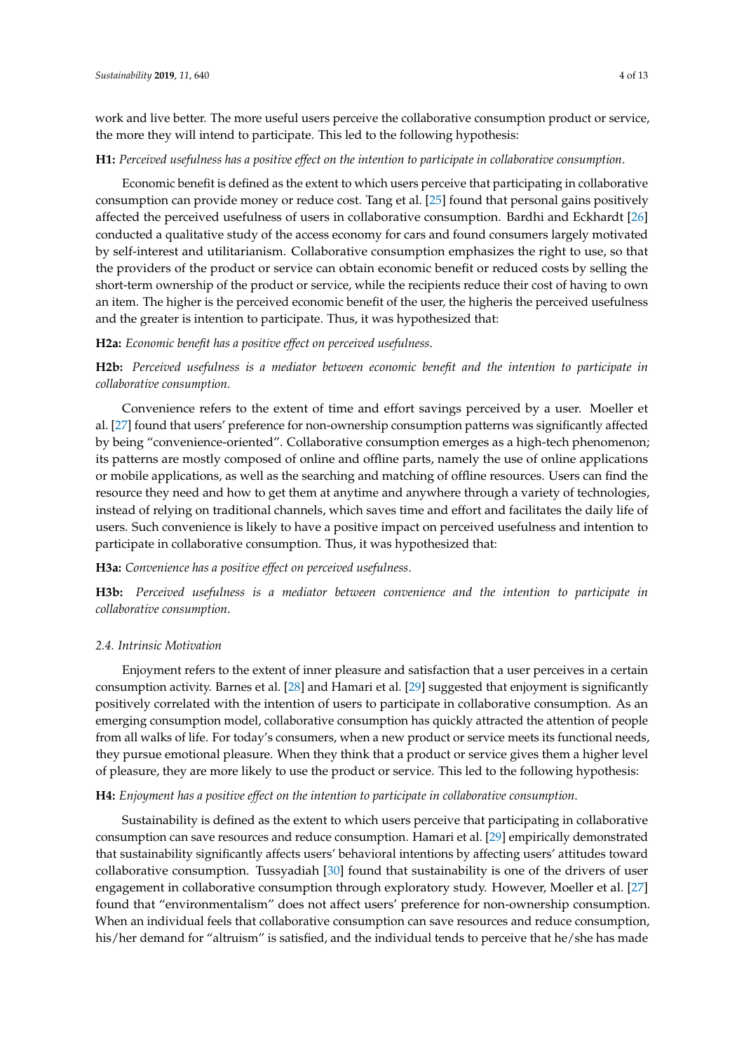work and live better. The more useful users perceive the collaborative consumption product or service, the more they will intend to participate. This led to the following hypothesis:

**H1:** *Perceived usefulness has a positive effect on the intention to participate in collaborative consumption.*

Economic benefit is defined as the extent to which users perceive that participating in collaborative consumption can provide money or reduce cost. Tang et al. [25] found that personal gains positively affected the perceived usefulness of users in collaborative consumption. Bardhi and Eckhardt [26] conducted a qualitative study of the access economy for cars and found consumers largely motivated by self-interest and utilitarianism. Collaborative consumption emphasizes the right to use, so that the providers of the product or service can obtain economic benefit or reduced costs by selling the short-term ownership of the product or service, while the recipients reduce their cost of having to own an item. The higher is the perceived economic benefit of the user, the higheris the perceived usefulness and the greater is intention to participate. Thus, it was hypothesized that:

**H2a:** *Economic benefit has a positive effect on perceived usefulness.*

**H2b:** *Perceived usefulness is a mediator between economic benefit and the intention to participate in collaborative consumption.*

Convenience refers to the extent of time and effort savings perceived by a user. Moeller et al. [27] found that users' preference for non-ownership consumption patterns was significantly affected by being "convenience-oriented". Collaborative consumption emerges as a high-tech phenomenon; its patterns are mostly composed of online and offline parts, namely the use of online applications or mobile applications, as well as the searching and matching of offline resources. Users can find the resource they need and how to get them at anytime and anywhere through a variety of technologies, instead of relying on traditional channels, which saves time and effort and facilitates the daily life of users. Such convenience is likely to have a positive impact on perceived usefulness and intention to participate in collaborative consumption. Thus, it was hypothesized that:

**H3a:** *Convenience has a positive effect on perceived usefulness.*

**H3b:** *Perceived usefulness is a mediator between convenience and the intention to participate in collaborative consumption.*

### *2.4. Intrinsic Motivation*

Enjoyment refers to the extent of inner pleasure and satisfaction that a user perceives in a certain consumption activity. Barnes et al. [28] and Hamari et al. [29] suggested that enjoyment is significantly positively correlated with the intention of users to participate in collaborative consumption. As an emerging consumption model, collaborative consumption has quickly attracted the attention of people from all walks of life. For today's consumers, when a new product or service meets its functional needs, they pursue emotional pleasure. When they think that a product or service gives them a higher level of pleasure, they are more likely to use the product or service. This led to the following hypothesis:

**H4:** *Enjoyment has a positive effect on the intention to participate in collaborative consumption.*

Sustainability is defined as the extent to which users perceive that participating in collaborative consumption can save resources and reduce consumption. Hamari et al. [29] empirically demonstrated that sustainability significantly affects users' behavioral intentions by affecting users' attitudes toward collaborative consumption. Tussyadiah [30] found that sustainability is one of the drivers of user engagement in collaborative consumption through exploratory study. However, Moeller et al. [27] found that "environmentalism" does not affect users' preference for non-ownership consumption. When an individual feels that collaborative consumption can save resources and reduce consumption, his/her demand for "altruism" is satisfied, and the individual tends to perceive that he/she has made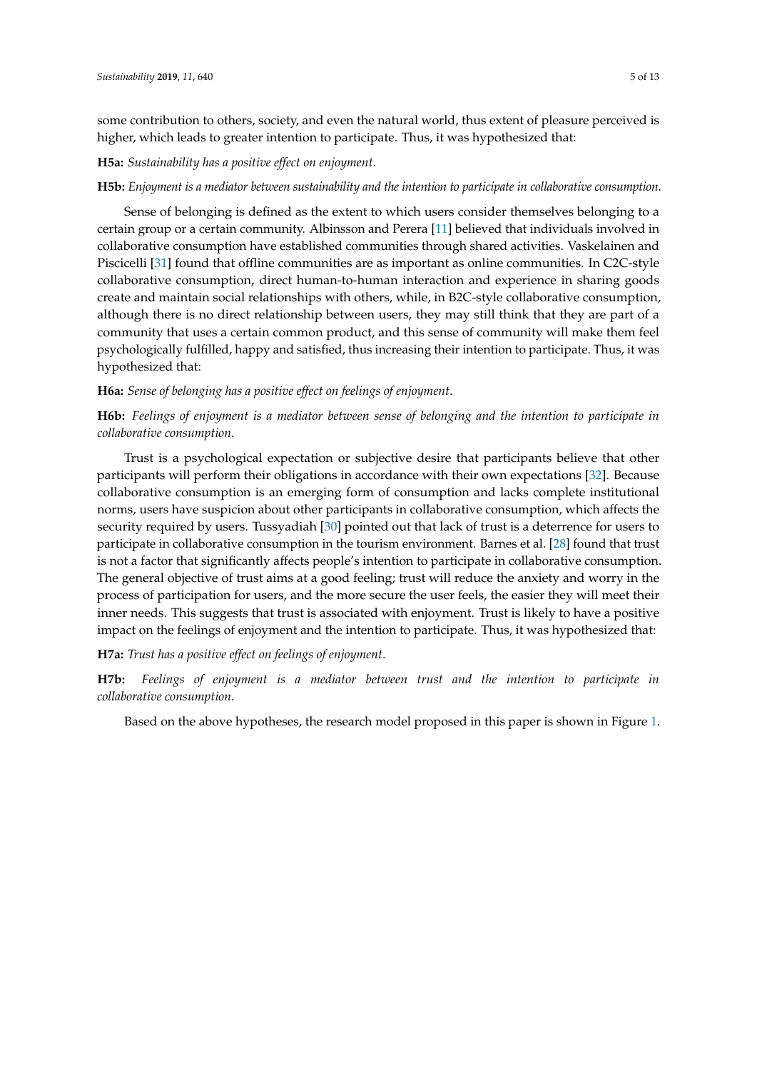some contribution to others, society, and even the natural world, thus extent of pleasure perceived is higher, which leads to greater intention to participate. Thus, it was hypothesized that:

**H5a:** *Sustainability has a positive effect on enjoyment.*

**H5b:** *Enjoyment is a mediator between sustainability and the intention to participate in collaborative consumption.*

Sense of belonging is defined as the extent to which users consider themselves belonging to a certain group or a certain community. Albinsson and Perera [11] believed that individuals involved in collaborative consumption have established communities through shared activities. Vaskelainen and Piscicelli [31] found that offline communities are as important as online communities. In C2C-style collaborative consumption, direct human-to-human interaction and experience in sharing goods create and maintain social relationships with others, while, in B2C-style collaborative consumption, although there is no direct relationship between users, they may still think that they are part of a community that uses a certain common product, and this sense of community will make them feel psychologically fulfilled, happy and satisfied, thus increasing their intention to participate. Thus, it was hypothesized that:

**H6a:** *Sense of belonging has a positive effect on feelings of enjoyment.*

**H6b:** *Feelings of enjoyment is a mediator between sense of belonging and the intention to participate in collaborative consumption.*

Trust is a psychological expectation or subjective desire that participants believe that other participants will perform their obligations in accordance with their own expectations [32]. Because collaborative consumption is an emerging form of consumption and lacks complete institutional norms, users have suspicion about other participants in collaborative consumption, which affects the security required by users. Tussyadiah [30] pointed out that lack of trust is a deterrence for users to participate in collaborative consumption in the tourism environment. Barnes et al. [28] found that trust is not a factor that significantly affects people's intention to participate in collaborative consumption. The general objective of trust aims at a good feeling; trust will reduce the anxiety and worry in the process of participation for users, and the more secure the user feels, the easier they will meet their inner needs. This suggests that trust is associated with enjoyment. Trust is likely to have a positive impact on the feelings of enjoyment and the intention to participate. Thus, it was hypothesized that:

**H7a:** *Trust has a positive effect on feelings of enjoyment.*

**H7b:** *Feelings of enjoyment is a mediator between trust and the intention to participate in collaborative consumption.*

Based on the above hypotheses, the research model proposed in this paper is shown in Figure 1.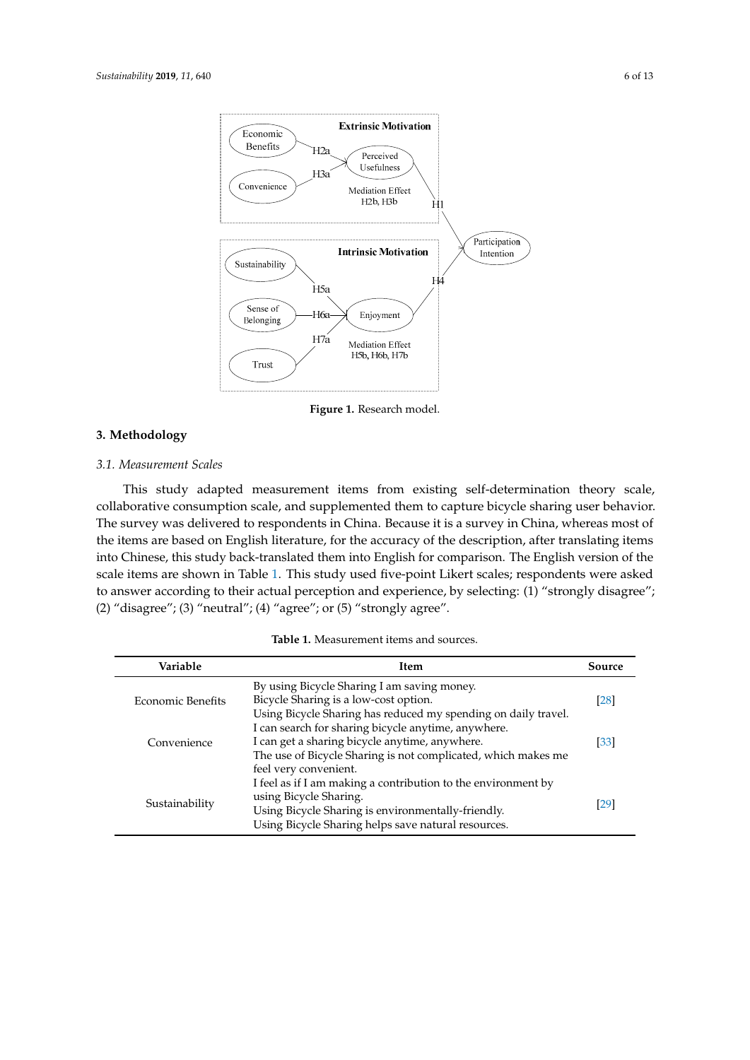Figure 1. Research model.

## 3. Methodology

### 3.1. Measurement Scales

This study adapted measurement items from existing self-determination theory scale, collaborative consumption scale, and supplemented them to capture bicycle sharing user behavior. The survey was delivered to respondents in China. Because it is a survey in China, whereas most of the items are based on English literature, for the accuracy of the description, after translating items into Chinese, this study back-translated them into English for comparison. The English version of the scale items are shown in Table 1. This study used five-point Likert scales; respondents were asked to answer according to their actual perception and experience, by selecting: (1) "strongly disagree"; (2) "disagree"; (3) "neutral"; (4) "agree"; or (5) "strongly agree".

**Table 1.** Measurement items and sources.

| Variable | Item | Source |
| --- | --- | --- |
| Economic Benefits | By using Bicycle Sharing I am saving money.<br>Bicycle Sharing is a low-cost option.<br>Using Bicycle Sharing has reduced my spending on daily travel. | [28] |
| Convenience | I can search for sharing bicycle anytime, anywhere.<br>I can get a sharing bicycle anytime, anywhere.<br>The use of Bicycle Sharing is not complicated, which makes me feel very convenient. | [33] |
| Sustainability | I feel as if I am making a contribution to the environment by using Bicycle Sharing.<br>Using Bicycle Sharing is environmentally-friendly.<br>Using Bicycle Sharing helps save natural resources. | [29] |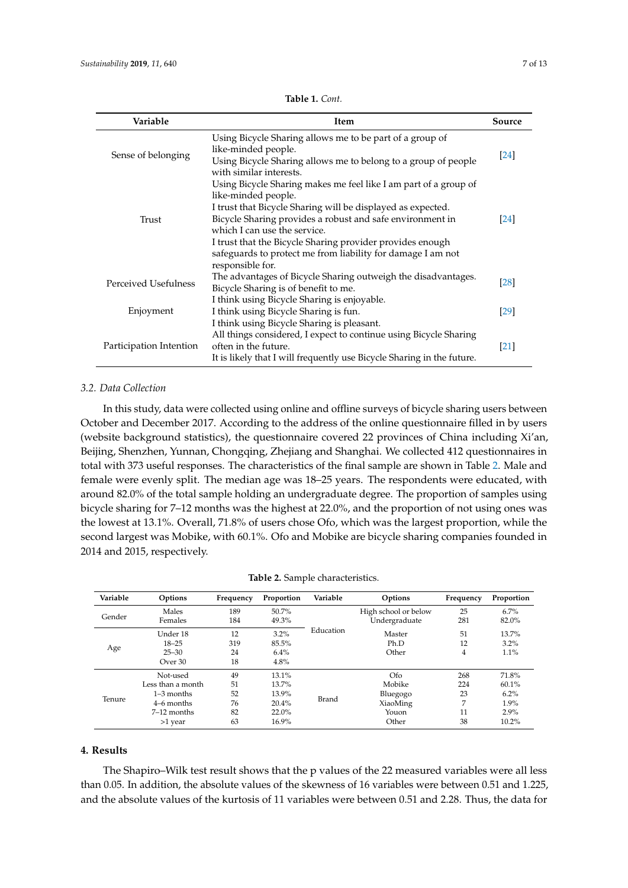**Table 1.** *Cont.*

| Variable | Item | Source |
|---|---|---|
| Sense of belonging | Using Bicycle Sharing allows me to be part of a group of like-minded people. Using Bicycle Sharing allows me to belong to a group of people with similar interests. Using Bicycle Sharing makes me feel like I am part of a group of like-minded people. | [24] |
| Trust | I trust that Bicycle Sharing will be displayed as expected. Bicycle Sharing provides a robust and safe environment in which I can use the service. I trust that the Bicycle Sharing provider provides enough safeguards to protect me from liability for damage I am not responsible for. | [24] |
| Perceived Usefulness | The advantages of Bicycle Sharing outweigh the disadvantages. Bicycle Sharing is of benefit to me. | [28] |
| Enjoyment | I think using Bicycle Sharing is enjoyable. I think using Bicycle Sharing is fun. I think using Bicycle Sharing is pleasant. | [29] |
| Participation Intention | All things considered, I expect to continue using Bicycle Sharing often in the future. It is likely that I will frequently use Bicycle Sharing in the future. | [21] |

### 3.2. Data Collection

In this study, data were collected using online and offline surveys of bicycle sharing users between October and December 2017. According to the address of the online questionnaire filled in by users (website background statistics), the questionnaire covered 22 provinces of China including Xi'an, Beijing, Shenzhen, Yunnan, Chongqing, Zhejiang and Shanghai. We collected 412 questionnaires in total with 373 useful responses. The characteristics of the final sample are shown in Table 2. Male and female were evenly split. The median age was 18–25 years. The respondents were educated, with around 82.0% of the total sample holding an undergraduate degree. The proportion of samples using bicycle sharing for 7–12 months was the highest at 22.0%, and the proportion of not using ones was the lowest at 13.1%. Overall, 71.8% of users chose Ofo, which was the largest proportion, while the second largest was Mobike, with 60.1%. Ofo and Mobike are bicycle sharing companies founded in 2014 and 2015, respectively.

**Table 2.** Sample characteristics.

| Variable | Options | Frequency | Proportion | Variable | Options | Frequency | Proportion |
|---|---|---|---|---|---|---|---|
| Gender | Males | 189 | 50.7% | Education | High school or below | 25 | 6.7% |
| | Females | 184 | 49.3% | | Undergraduate | 281 | 82.0% |
| Age | Under 18 | 12 | 3.2% | | Master | 51 | 13.7% |
| | 18–25 | 319 | 85.5% | | Ph.D | 12 | 3.2% |
| | 25–30 | 24 | 6.4% | | Other | 4 | 1.1% |
| | Over 30 | 18 | 4.8% | | | | |
| Tenure | Not-used | 49 | 13.1% | Brand | Ofo | 268 | 71.8% |
| | Less than a month | 51 | 13.7% | | Mobike | 224 | 60.1% |
| | 1–3 months | 52 | 13.9% | | Bluegogo | 23 | 6.2% |
| | 4–6 months | 76 | 20.4% | | XiaoMing | 7 | 1.9% |
| | 7–12 months | 82 | 22.0% | | Youon | 11 | 2.9% |
| | >1 year | 63 | 16.9% | | Other | 38 | 10.2% |

## 4. Results

The Shapiro–Wilk test result shows that the p values of the 22 measured variables were all less than 0.05. In addition, the absolute values of the skewness of 16 variables were between 0.51 and 1.225, and the absolute values of the kurtosis of 11 variables were between 0.51 and 2.28. Thus, the data for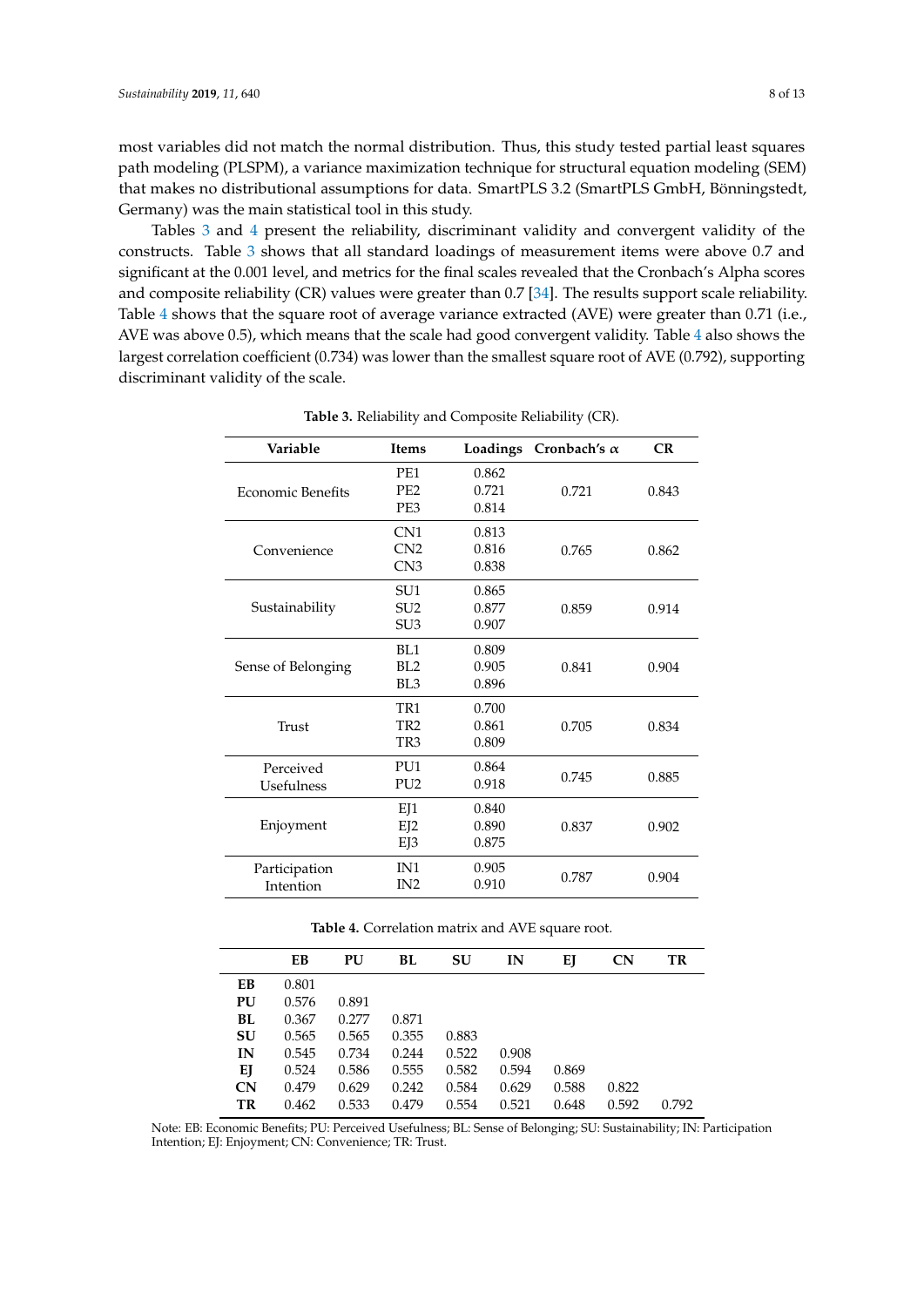most variables did not match the normal distribution. Thus, this study tested partial least squares path modeling (PLSPM), a variance maximization technique for structural equation modeling (SEM) that makes no distributional assumptions for data. SmartPLS 3.2 (SmartPLS GmbH, Bönningstedt, Germany) was the main statistical tool in this study.

Tables 3 and 4 present the reliability, discriminant validity and convergent validity of the constructs. Table 3 shows that all standard loadings of measurement items were above 0.7 and significant at the 0.001 level, and metrics for the final scales revealed that the Cronbach's Alpha scores and composite reliability (CR) values were greater than 0.7 [34]. The results support scale reliability. Table 4 shows that the square root of average variance extracted (AVE) were greater than 0.71 (i.e., AVE was above 0.5), which means that the scale had good convergent validity. Table 4 also shows the largest correlation coefficient (0.734) was lower than the smallest square root of AVE (0.792), supporting discriminant validity of the scale.

**Table 3.** Reliability and Composite Reliability (CR).

| Variable | Items | Loadings | Cronbach's $\alpha$ | CR |
|---|---|---|---|---|
| Economic Benefits | PE1 | 0.862 | 0.721 | 0.843 |
| | PE2 | 0.721 | | |
| | PE3 | 0.814 | | |
| Convenience | CN1 | 0.813 | 0.765 | 0.862 |
| | CN2 | 0.816 | | |
| | CN3 | 0.838 | | |
| Sustainability | SU1 | 0.865 | 0.859 | 0.914 |
| | SU2 | 0.877 | | |
| | SU3 | 0.907 | | |
| Sense of Belonging | BL1 | 0.809 | 0.841 | 0.904 |
| | BL2 | 0.905 | | |
| | BL3 | 0.896 | | |
| Trust | TR1 | 0.700 | 0.705 | 0.834 |
| | TR2 | 0.861 | | |
| | TR3 | 0.809 | | |
| Perceived Usefulness | PU1 | 0.864 | 0.745 | 0.885 |
| | PU2 | 0.918 | | |
| Enjoyment | EJ1 | 0.840 | 0.837 | 0.902 |
| | EJ2 | 0.890 | | |
| | EJ3 | 0.875 | | |
| Participation Intention | IN1 | 0.905 | 0.787 | 0.904 |
| | IN2 | 0.910 | | |

**Table 4.** Correlation matrix and AVE square root.

| | EB | PU | BL | SU | IN | EJ | CN | TR |
|---|---|---|---|---|---|---|---|---|
| **EB** | 0.801 | | | | | | | |
| **PU** | 0.576 | 0.891 | | | | | | |
| **BL** | 0.367 | 0.277 | 0.871 | | | | | |
| **SU** | 0.565 | 0.565 | 0.355 | 0.883 | | | | |
| **IN** | 0.545 | 0.734 | 0.244 | 0.522 | 0.908 | | | |
| **EJ** | 0.524 | 0.586 | 0.555 | 0.582 | 0.594 | 0.869 | | |
| **CN** | 0.479 | 0.629 | 0.242 | 0.584 | 0.629 | 0.588 | 0.822 | |
| **TR** | 0.462 | 0.533 | 0.479 | 0.554 | 0.521 | 0.648 | 0.592 | 0.792 |

Note: EB: Economic Benefits; PU: Perceived Usefulness; BL: Sense of Belonging; SU: Sustainability; IN: Participation Intention; EJ: Enjoyment; CN: Convenience; TR: Trust.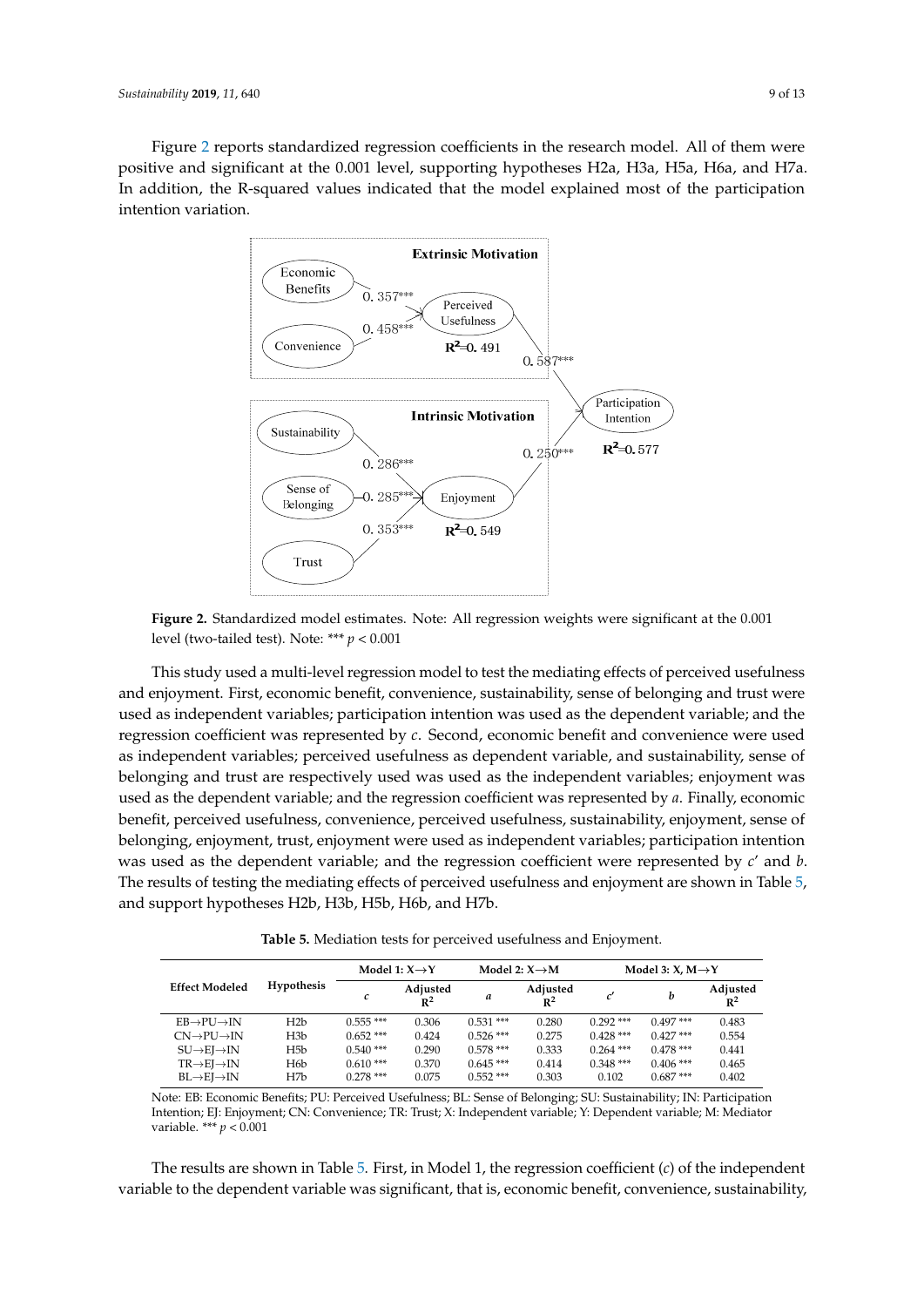Figure 2 reports standardized regression coefficients in the research model. All of them were positive and significant at the 0.001 level, supporting hypotheses H2a, H3a, H5a, H6a, and H7a. In addition, the R-squared values indicated that the model explained most of the participation intention variation.

**Figure 2.** Standardized model estimates. Note: All regression weights were significant at the 0.001 level (two-tailed test). Note: *** $p < 0.001$

This study used a multi-level regression model to test the mediating effects of perceived usefulness and enjoyment. First, economic benefit, convenience, sustainability, sense of belonging and trust were used as independent variables; participation intention was used as the dependent variable; and the regression coefficient was represented by $c$. Second, economic benefit and convenience were used as independent variables; perceived usefulness as dependent variable, and sustainability, sense of belonging and trust are respectively used was used as the independent variables; enjoyment was used as the dependent variable; and the regression coefficient was represented by $a$. Finally, economic benefit, perceived usefulness, convenience, perceived usefulness, sustainability, enjoyment, sense of belonging, enjoyment, trust, enjoyment were used as independent variables; participation intention was used as the dependent variable; and the regression coefficient were represented by $c'$ and $b$. The results of testing the mediating effects of perceived usefulness and enjoyment are shown in Table 5, and support hypotheses H2b, H3b, H5b, H6b, and H7b.

**Table 5.** Mediation tests for perceived usefulness and Enjoyment.

| Effect Modeled | Hypothesis | Model 1: X→Y | | Model 2: X→M | | Model 3: X, M→Y | | |
|---|---|---|---|---|---|---|---|---|
| | | $c$ | Adjusted $R^2$ | $a$ | Adjusted $R^2$ | $c'$ | $b$ | Adjusted $R^2$ |
| EB→PU→IN | H2b | 0.555 *** | 0.306 | 0.531 *** | 0.280 | 0.292 *** | 0.497 *** | 0.483 |
| CN→PU→IN | H3b | 0.652 *** | 0.424 | 0.526 *** | 0.275 | 0.428 *** | 0.427 *** | 0.554 |
| SU→EJ→IN | H5b | 0.540 *** | 0.290 | 0.578 *** | 0.333 | 0.264 *** | 0.478 *** | 0.441 |
| TR→EJ→IN | H6b | 0.610 *** | 0.370 | 0.645 *** | 0.414 | 0.348 *** | 0.406 *** | 0.465 |
| BL→EJ→IN | H7b | 0.278 *** | 0.075 | 0.552 *** | 0.303 | 0.102 | 0.687 *** | 0.402 |

Note: EB: Economic Benefits; PU: Perceived Usefulness; BL: Sense of Belonging; SU: Sustainability; IN: Participation Intention; EJ: Enjoyment; CN: Convenience; TR: Trust; X: Independent variable; Y: Dependent variable; M: Mediator variable. *** $p < 0.001$

The results are shown in Table 5. First, in Model 1, the regression coefficient ($c$) of the independent variable to the dependent variable was significant, that is, economic benefit, convenience, sustainability,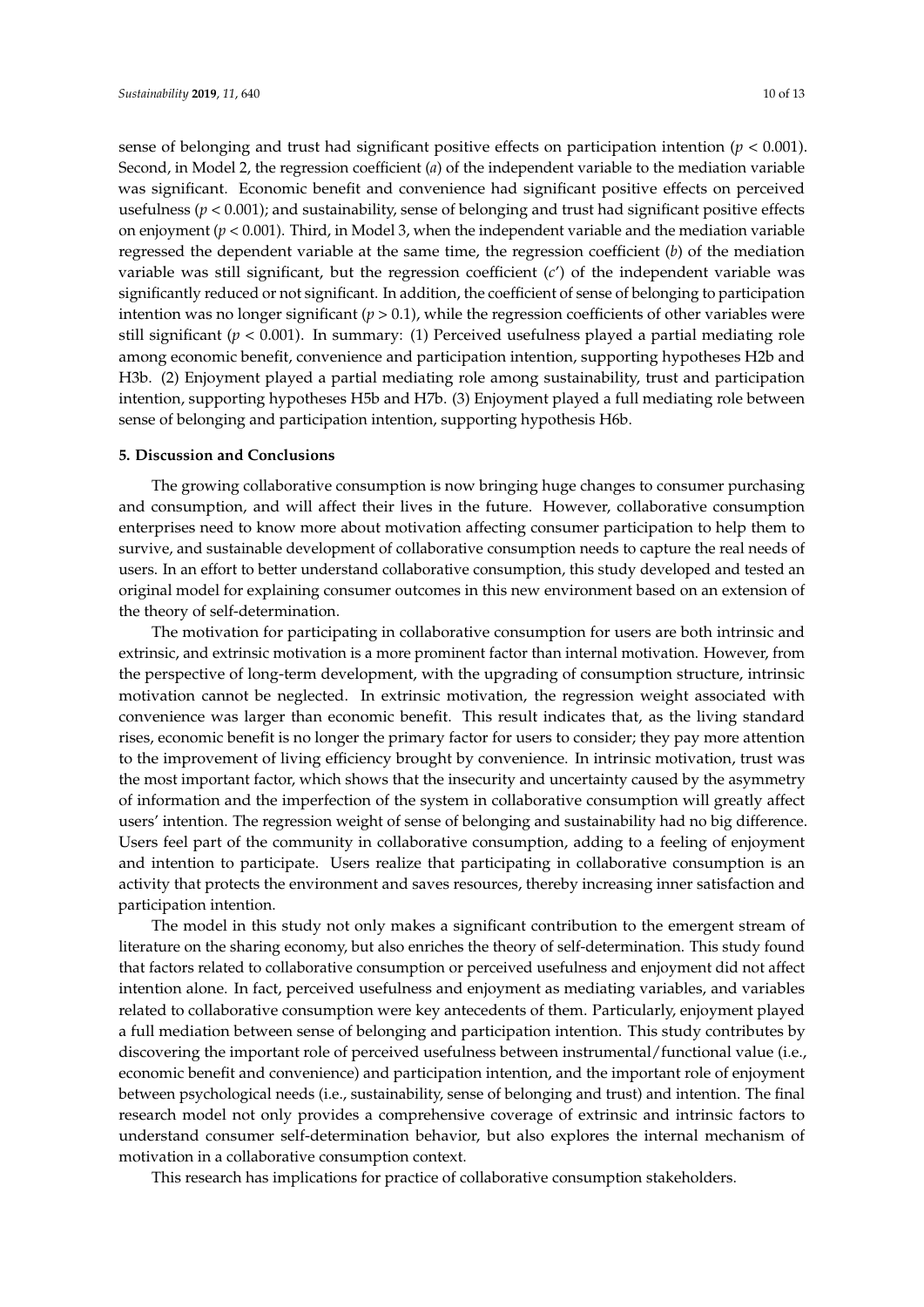sense of belonging and trust had significant positive effects on participation intention ($p < 0.001$). Second, in Model 2, the regression coefficient (*a*) of the independent variable to the mediation variable was significant. Economic benefit and convenience had significant positive effects on perceived usefulness ($p < 0.001$); and sustainability, sense of belonging and trust had significant positive effects on enjoyment ($p < 0.001$). Third, in Model 3, when the independent variable and the mediation variable regressed the dependent variable at the same time, the regression coefficient (*b*) of the mediation variable was still significant, but the regression coefficient (*c*′) of the independent variable was significantly reduced or not significant. In addition, the coefficient of sense of belonging to participation intention was no longer significant ($p > 0.1$), while the regression coefficients of other variables were still significant ($p < 0.001$). In summary: (1) Perceived usefulness played a partial mediating role among economic benefit, convenience and participation intention, supporting hypotheses H2b and H3b. (2) Enjoyment played a partial mediating role among sustainability, trust and participation intention, supporting hypotheses H5b and H7b. (3) Enjoyment played a full mediating role between sense of belonging and participation intention, supporting hypothesis H6b.

## 5. Discussion and Conclusions

The growing collaborative consumption is now bringing huge changes to consumer purchasing and consumption, and will affect their lives in the future. However, collaborative consumption enterprises need to know more about motivation affecting consumer participation to help them to survive, and sustainable development of collaborative consumption needs to capture the real needs of users. In an effort to better understand collaborative consumption, this study developed and tested an original model for explaining consumer outcomes in this new environment based on an extension of the theory of self-determination.

The motivation for participating in collaborative consumption for users are both intrinsic and extrinsic, and extrinsic motivation is a more prominent factor than internal motivation. However, from the perspective of long-term development, with the upgrading of consumption structure, intrinsic motivation cannot be neglected. In extrinsic motivation, the regression weight associated with convenience was larger than economic benefit. This result indicates that, as the living standard rises, economic benefit is no longer the primary factor for users to consider; they pay more attention to the improvement of living efficiency brought by convenience. In intrinsic motivation, trust was the most important factor, which shows that the insecurity and uncertainty caused by the asymmetry of information and the imperfection of the system in collaborative consumption will greatly affect users' intention. The regression weight of sense of belonging and sustainability had no big difference. Users feel part of the community in collaborative consumption, adding to a feeling of enjoyment and intention to participate. Users realize that participating in collaborative consumption is an activity that protects the environment and saves resources, thereby increasing inner satisfaction and participation intention.

The model in this study not only makes a significant contribution to the emergent stream of literature on the sharing economy, but also enriches the theory of self-determination. This study found that factors related to collaborative consumption or perceived usefulness and enjoyment did not affect intention alone. In fact, perceived usefulness and enjoyment as mediating variables, and variables related to collaborative consumption were key antecedents of them. Particularly, enjoyment played a full mediation between sense of belonging and participation intention. This study contributes by discovering the important role of perceived usefulness between instrumental/functional value (i.e., economic benefit and convenience) and participation intention, and the important role of enjoyment between psychological needs (i.e., sustainability, sense of belonging and trust) and intention. The final research model not only provides a comprehensive coverage of extrinsic and intrinsic factors to understand consumer self-determination behavior, but also explores the internal mechanism of motivation in a collaborative consumption context.

This research has implications for practice of collaborative consumption stakeholders.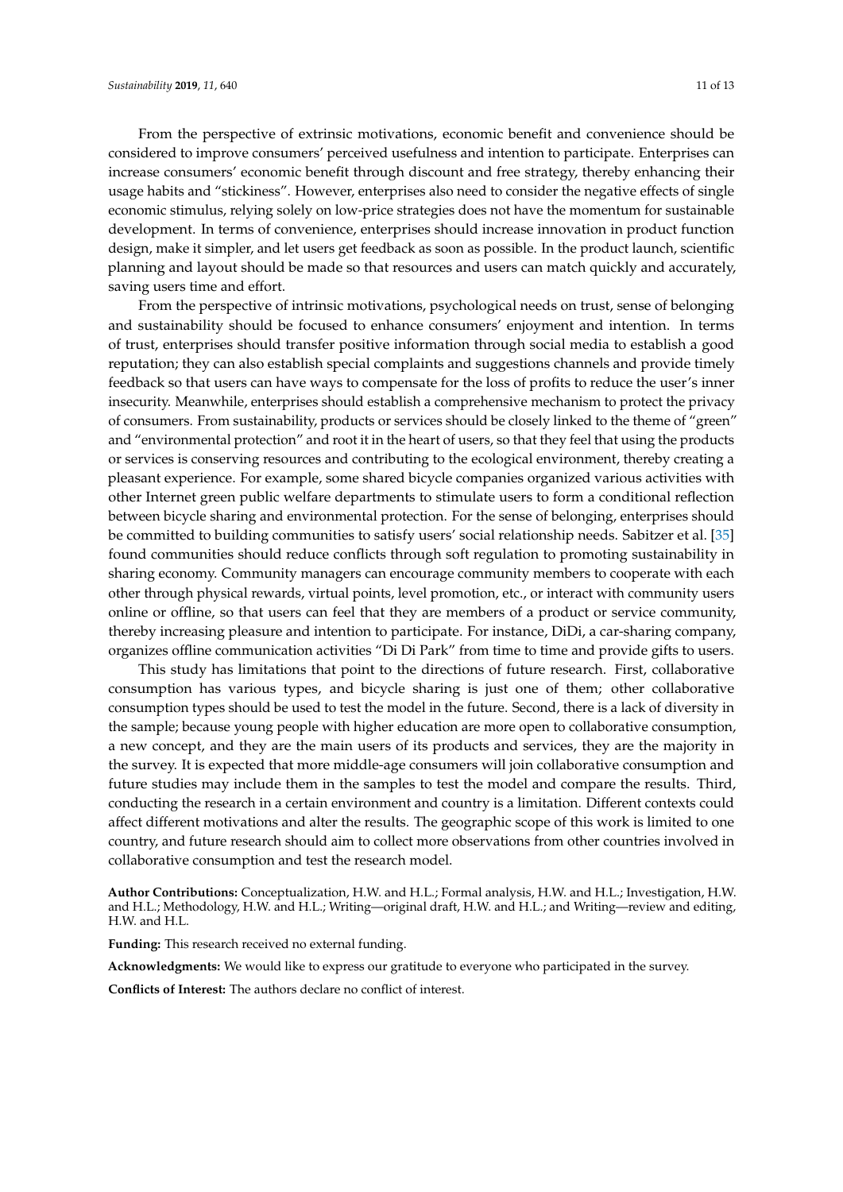From the perspective of extrinsic motivations, economic benefit and convenience should be considered to improve consumers' perceived usefulness and intention to participate. Enterprises can increase consumers' economic benefit through discount and free strategy, thereby enhancing their usage habits and "stickiness". However, enterprises also need to consider the negative effects of single economic stimulus, relying solely on low-price strategies does not have the momentum for sustainable development. In terms of convenience, enterprises should increase innovation in product function design, make it simpler, and let users get feedback as soon as possible. In the product launch, scientific planning and layout should be made so that resources and users can match quickly and accurately, saving users time and effort.

From the perspective of intrinsic motivations, psychological needs on trust, sense of belonging and sustainability should be focused to enhance consumers' enjoyment and intention. In terms of trust, enterprises should transfer positive information through social media to establish a good reputation; they can also establish special complaints and suggestions channels and provide timely feedback so that users can have ways to compensate for the loss of profits to reduce the user's inner insecurity. Meanwhile, enterprises should establish a comprehensive mechanism to protect the privacy of consumers. From sustainability, products or services should be closely linked to the theme of "green" and "environmental protection" and root it in the heart of users, so that they feel that using the products or services is conserving resources and contributing to the ecological environment, thereby creating a pleasant experience. For example, some shared bicycle companies organized various activities with other Internet green public welfare departments to stimulate users to form a conditional reflection between bicycle sharing and environmental protection. For the sense of belonging, enterprises should be committed to building communities to satisfy users' social relationship needs. Sabitzer et al. [35] found communities should reduce conflicts through soft regulation to promoting sustainability in sharing economy. Community managers can encourage community members to cooperate with each other through physical rewards, virtual points, level promotion, etc., or interact with community users online or offline, so that users can feel that they are members of a product or service community, thereby increasing pleasure and intention to participate. For instance, DiDi, a car-sharing company, organizes offline communication activities "Di Di Park" from time to time and provide gifts to users.

This study has limitations that point to the directions of future research. First, collaborative consumption has various types, and bicycle sharing is just one of them; other collaborative consumption types should be used to test the model in the future. Second, there is a lack of diversity in the sample; because young people with higher education are more open to collaborative consumption, a new concept, and they are the main users of its products and services, they are the majority in the survey. It is expected that more middle-age consumers will join collaborative consumption and future studies may include them in the samples to test the model and compare the results. Third, conducting the research in a certain environment and country is a limitation. Different contexts could affect different motivations and alter the results. The geographic scope of this work is limited to one country, and future research should aim to collect more observations from other countries involved in collaborative consumption and test the research model.

**Author Contributions:** Conceptualization, H.W. and H.L.; Formal analysis, H.W. and H.L.; Investigation, H.W. and H.L.; Methodology, H.W. and H.L.; Writing—original draft, H.W. and H.L.; and Writing—review and editing, H.W. and H.L.

**Funding:** This research received no external funding.

**Acknowledgments:** We would like to express our gratitude to everyone who participated in the survey.

**Conflicts of Interest:** The authors declare no conflict of interest.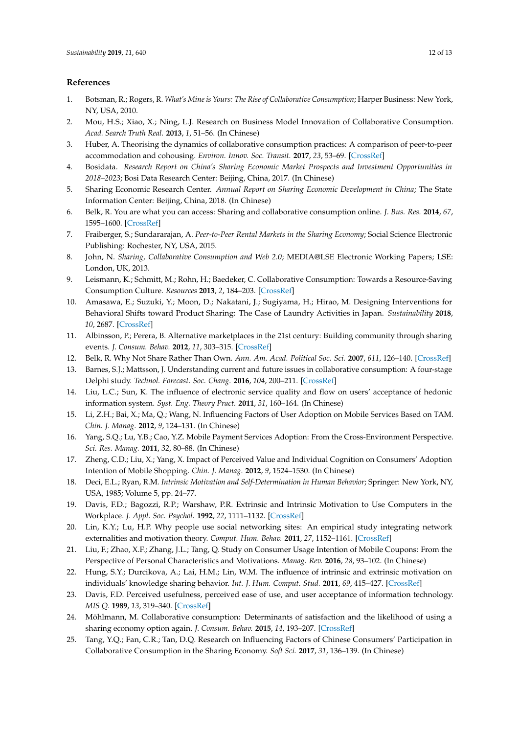## References

1. Botsman, R.; Rogers, R. *What's Mine is Yours: The Rise of Collaborative Consumption*; Harper Business: New York, NY, USA, 2010.
2. Mou, H.S.; Xiao, X.; Ning, L.J. Research on Business Model Innovation of Collaborative Consumption. *Acad. Search Truth Real.* **2013**, *1*, 51–56. (In Chinese)
3. Huber, A. Theorising the dynamics of collaborative consumption practices: A comparison of peer-to-peer accommodation and cohousing. *Environ. Innov. Soc. Transit.* **2017**, *23*, 53–69. [CrossRef]
4. Bosidata. *Research Report on China's Sharing Economic Market Prospects and Investment Opportunities in 2018–2023*; Bosi Data Research Center: Beijing, China, 2017. (In Chinese)
5. Sharing Economic Research Center. *Annual Report on Sharing Economic Development in China*; The State Information Center: Beijing, China, 2018. (In Chinese)
6. Belk, R. You are what you can access: Sharing and collaborative consumption online. *J. Bus. Res.* **2014**, *67*, 1595–1600. [CrossRef]
7. Fraiberger, S.; Sundararajan, A. *Peer-to-Peer Rental Markets in the Sharing Economy*; Social Science Electronic Publishing: Rochester, NY, USA, 2015.
8. John, N. *Sharing, Collaborative Consumption and Web 2.0*; MEDIA@LSE Electronic Working Papers; LSE: London, UK, 2013.
9. Leismann, K.; Schmitt, M.; Rohn, H.; Baedeker, C. Collaborative Consumption: Towards a Resource-Saving Consumption Culture. *Resources* **2013**, *2*, 184–203. [CrossRef]
10. Amasawa, E.; Suzuki, Y.; Moon, D.; Nakatani, J.; Sugiyama, H.; Hirao, M. Designing Interventions for Behavioral Shifts toward Product Sharing: The Case of Laundry Activities in Japan. *Sustainability* **2018**, *10*, 2687. [CrossRef]
11. Albinsson, P.; Perera, B. Alternative marketplaces in the 21st century: Building community through sharing events. *J. Consum. Behav.* **2012**, *11*, 303–315. [CrossRef]
12. Belk, R. Why Not Share Rather Than Own. *Ann. Am. Acad. Political Soc. Sci.* **2007**, *611*, 126–140. [CrossRef]
13. Barnes, S.J.; Mattsson, J. Understanding current and future issues in collaborative consumption: A four-stage Delphi study. *Technol. Forecast. Soc. Chang.* **2016**, *104*, 200–211. [CrossRef]
14. Liu, L.C.; Sun, K. The influence of electronic service quality and flow on users' acceptance of hedonic information system. *Syst. Eng. Theory Pract.* **2011**, *31*, 160–164. (In Chinese)
15. Li, Z.H.; Bai, X.; Ma, Q.; Wang, N. Influencing Factors of User Adoption on Mobile Services Based on TAM. *Chin. J. Manag.* **2012**, *9*, 124–131. (In Chinese)
16. Yang, S.Q.; Lu, Y.B.; Cao, Y.Z. Mobile Payment Services Adoption: From the Cross-Environment Perspective. *Sci. Res. Manag.* **2011**, *32*, 80–88. (In Chinese)
17. Zheng, C.D.; Liu, X.; Yang, X. Impact of Perceived Value and Individual Cognition on Consumers' Adoption Intention of Mobile Shopping. *Chin. J. Manag.* **2012**, *9*, 1524–1530. (In Chinese)
18. Deci, E.L.; Ryan, R.M. *Intrinsic Motivation and Self-Determination in Human Behavior*; Springer: New York, NY, USA, 1985; Volume 5, pp. 24–77.
19. Davis, F.D.; Bagozzi, R.P.; Warshaw, P.R. Extrinsic and Intrinsic Motivation to Use Computers in the Workplace. *J. Appl. Soc. Psychol.* **1992**, *22*, 1111–1132. [CrossRef]
20. Lin, K.Y.; Lu, H.P. Why people use social networking sites: An empirical study integrating network externalities and motivation theory. *Comput. Hum. Behav.* **2011**, *27*, 1152–1161. [CrossRef]
21. Liu, F.; Zhao, X.F.; Zhang, J.L.; Tang, Q. Study on Consumer Usage Intention of Mobile Coupons: From the Perspective of Personal Characteristics and Motivations. *Manag. Rev.* **2016**, *28*, 93–102. (In Chinese)
22. Hung, S.Y.; Durcikova, A.; Lai, H.M.; Lin, W.M. The influence of intrinsic and extrinsic motivation on individuals' knowledge sharing behavior. *Int. J. Hum. Comput. Stud.* **2011**, *69*, 415–427. [CrossRef]
23. Davis, F.D. Perceived usefulness, perceived ease of use, and user acceptance of information technology. *MIS Q.* **1989**, *13*, 319–340. [CrossRef]
24. Möhlmann, M. Collaborative consumption: Determinants of satisfaction and the likelihood of using a sharing economy option again. *J. Consum. Behav.* **2015**, *14*, 193–207. [CrossRef]
25. Tang, Y.Q.; Fan, C.R.; Tan, D.Q. Research on Influencing Factors of Chinese Consumers' Participation in Collaborative Consumption in the Sharing Economy. *Soft Sci.* **2017**, *31*, 136–139. (In Chinese)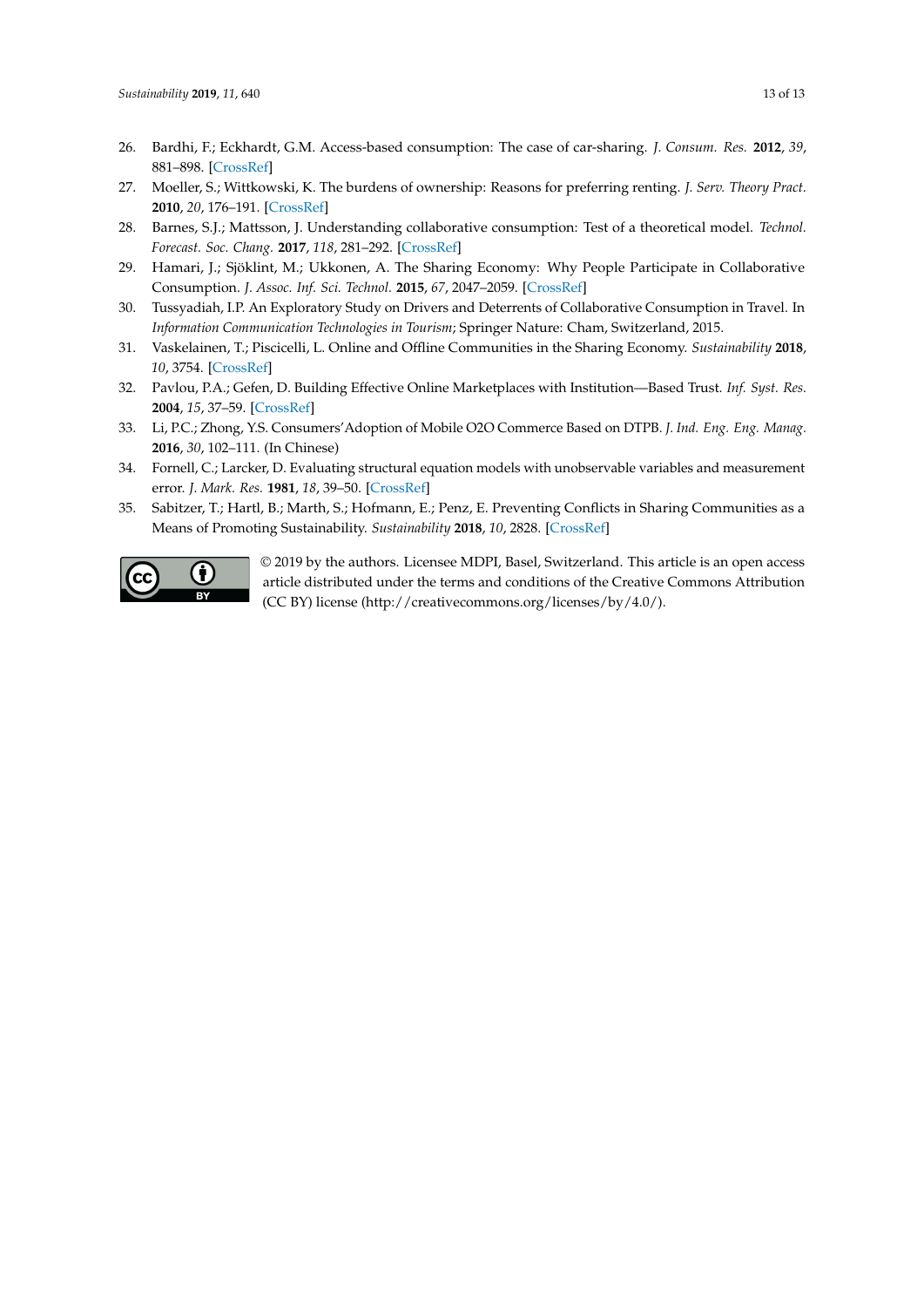26. Bardhi, F.; Eckhardt, G.M. Access-based consumption: The case of car-sharing. *J. Consum. Res.* **2012**, *39*, 881–898. [CrossRef]
27. Moeller, S.; Wittkowski, K. The burdens of ownership: Reasons for preferring renting. *J. Serv. Theory Pract.* **2010**, *20*, 176–191. [CrossRef]
28. Barnes, S.J.; Mattsson, J. Understanding collaborative consumption: Test of a theoretical model. *Technol. Forecast. Soc. Chang.* **2017**, *118*, 281–292. [CrossRef]
29. Hamari, J.; Sjöklint, M.; Ukkonen, A. The Sharing Economy: Why People Participate in Collaborative Consumption. *J. Assoc. Inf. Sci. Technol.* **2015**, *67*, 2047–2059. [CrossRef]
30. Tussyadiah, I.P. An Exploratory Study on Drivers and Deterrents of Collaborative Consumption in Travel. In *Information Communication Technologies in Tourism*; Springer Nature: Cham, Switzerland, 2015.
31. Vaskelainen, T.; Piscicelli, L. Online and Offline Communities in the Sharing Economy. *Sustainability* **2018**, *10*, 3754. [CrossRef]
32. Pavlou, P.A.; Gefen, D. Building Effective Online Marketplaces with Institution—Based Trust. *Inf. Syst. Res.* **2004**, *15*, 37–59. [CrossRef]
33. Li, P.C.; Zhong, Y.S. Consumers'Adoption of Mobile O2O Commerce Based on DTPB. *J. Ind. Eng. Eng. Manag.* **2016**, *30*, 102–111. (In Chinese)
34. Fornell, C.; Larcker, D. Evaluating structural equation models with unobservable variables and measurement error. *J. Mark. Res.* **1981**, *18*, 39–50. [CrossRef]
35. Sabitzer, T.; Hartl, B.; Marth, S.; Hofmann, E.; Penz, E. Preventing Conflicts in Sharing Communities as a Means of Promoting Sustainability. *Sustainability* **2018**, *10*, 2828. [CrossRef]

© 2019 by the authors. Licensee MDPI, Basel, Switzerland. This article is an open access article distributed under the terms and conditions of the Creative Commons Attribution (CC BY) license (http://creativecommons.org/licenses/by/4.0/).